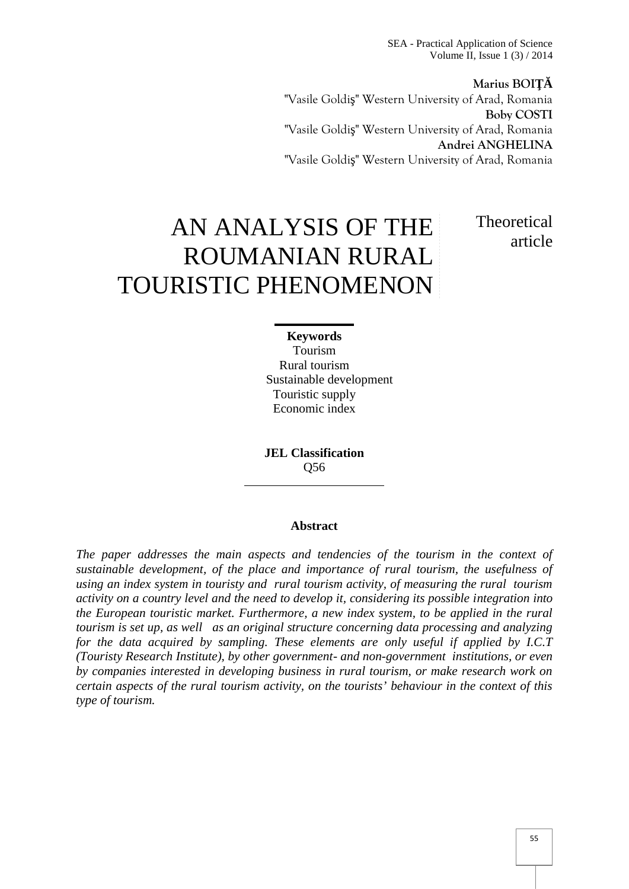**Marius BOIŢĂ**
"Vasile Goldiş" Western University of Arad, Romania
**Boby COSTI**
"Vasile Goldiş" Western University of Arad, Romania
**Andrei ANGHELINA**
"Vasile Goldiş" Western University of Arad, Romania

# AN ANALYSIS OF THE ROUMANIAN RURAL TOURISTIC PHENOMENON

Theoretical article

**Keywords**
Tourism
Rural tourism
Sustainable development
Touristic supply
Economic index

**JEL Classification**
Q56

**Abstract**

*The paper addresses the main aspects and tendencies of the tourism in the context of sustainable development, of the place and importance of rural tourism, the usefulness of using an index system in touristy and rural tourism activity, of measuring the rural tourism activity on a country level and the need to develop it, considering its possible integration into the European touristic market. Furthermore, a new index system, to be applied in the rural tourism is set up, as well as an original structure concerning data processing and analyzing for the data acquired by sampling. These elements are only useful if applied by I.C.T (Touristy Research Institute), by other government- and non-government institutions, or even by companies interested in developing business in rural tourism, or make research work on certain aspects of the rural tourism activity, on the tourists' behaviour in the context of this type of tourism.*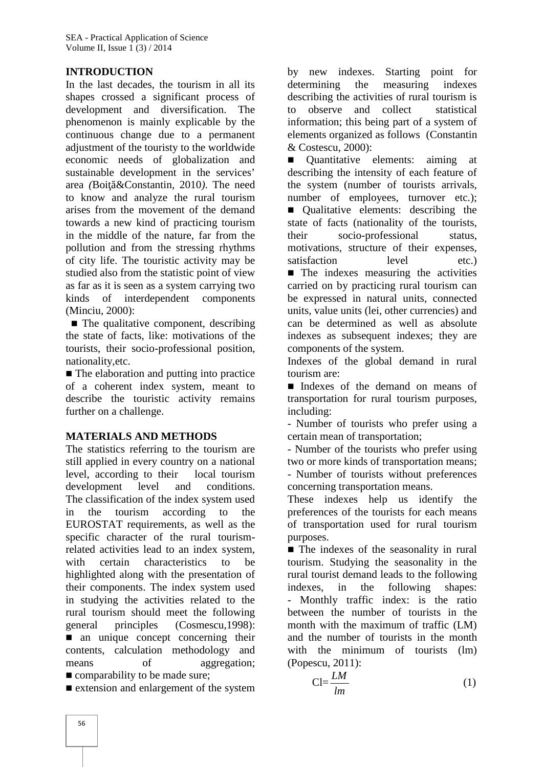## INTRODUCTION

In the last decades, the tourism in all its shapes crossed a significant process of development and diversification. The phenomenon is mainly explicable by the continuous change due to a permanent adjustment of the touristy to the worldwide economic needs of globalization and sustainable development in the services' area *(*Boiţă&Constantin, 2010*)*. The need to know and analyze the rural tourism arises from the movement of the demand towards a new kind of practicing tourism in the middle of the nature, far from the pollution and from the stressing rhythms of city life. The touristic activity may be studied also from the statistic point of view as far as it is seen as a system carrying two kinds of interdependent components (Minciu, 2000):

■ The qualitative component, describing the state of facts, like: motivations of the tourists, their socio-professional position, nationality,etc.

■ The elaboration and putting into practice of a coherent index system, meant to describe the touristic activity remains further on a challenge.

## MATERIALS AND METHODS

The statistics referring to the tourism are still applied in every country on a national level, according to their local tourism development level and conditions. The classification of the index system used in the tourism according to the EUROSTAT requirements, as well as the specific character of the rural tourism-related activities lead to an index system, with certain characteristics to be highlighted along with the presentation of their components. The index system used in studying the activities related to the rural tourism should meet the following general principles (Cosmescu,1998):

■ an unique concept concerning their contents, calculation methodology and means of aggregation;

■ comparability to be made sure;

■ extension and enlargement of the system by new indexes. Starting point for determining the measuring indexes describing the activities of rural tourism is to observe and collect statistical information; this being part of a system of elements organized as follows (Constantin & Costescu, 2000):

■ Quantitative elements: aiming at describing the intensity of each feature of the system (number of tourists arrivals, number of employees, turnover etc.);

■ Qualitative elements: describing the state of facts (nationality of the tourists, their socio-professional status, motivations, structure of their expenses, satisfaction level etc.)

■ The indexes measuring the activities carried on by practicing rural tourism can be expressed in natural units, connected units, value units (lei, other currencies) and can be determined as well as absolute indexes as subsequent indexes; they are components of the system.

Indexes of the global demand in rural tourism are:

■ Indexes of the demand on means of transportation for rural tourism purposes, including:

- Number of tourists who prefer using a certain mean of transportation;
- Number of the tourists who prefer using two or more kinds of transportation means;
- Number of tourists without preferences concerning transportation means.

These indexes help us identify the preferences of the tourists for each means of transportation used for rural tourism purposes.

■ The indexes of the seasonality in rural tourism. Studying the seasonality in the rural tourist demand leads to the following indexes, in the following shapes:

- Monthly traffic index: is the ratio between the number of tourists in the month with the maximum of traffic (LM) and the number of tourists in the month with the minimum of tourists (lm) (Popescu, 2011):

$$Cl = \frac{LM}{lm} \tag{1}$$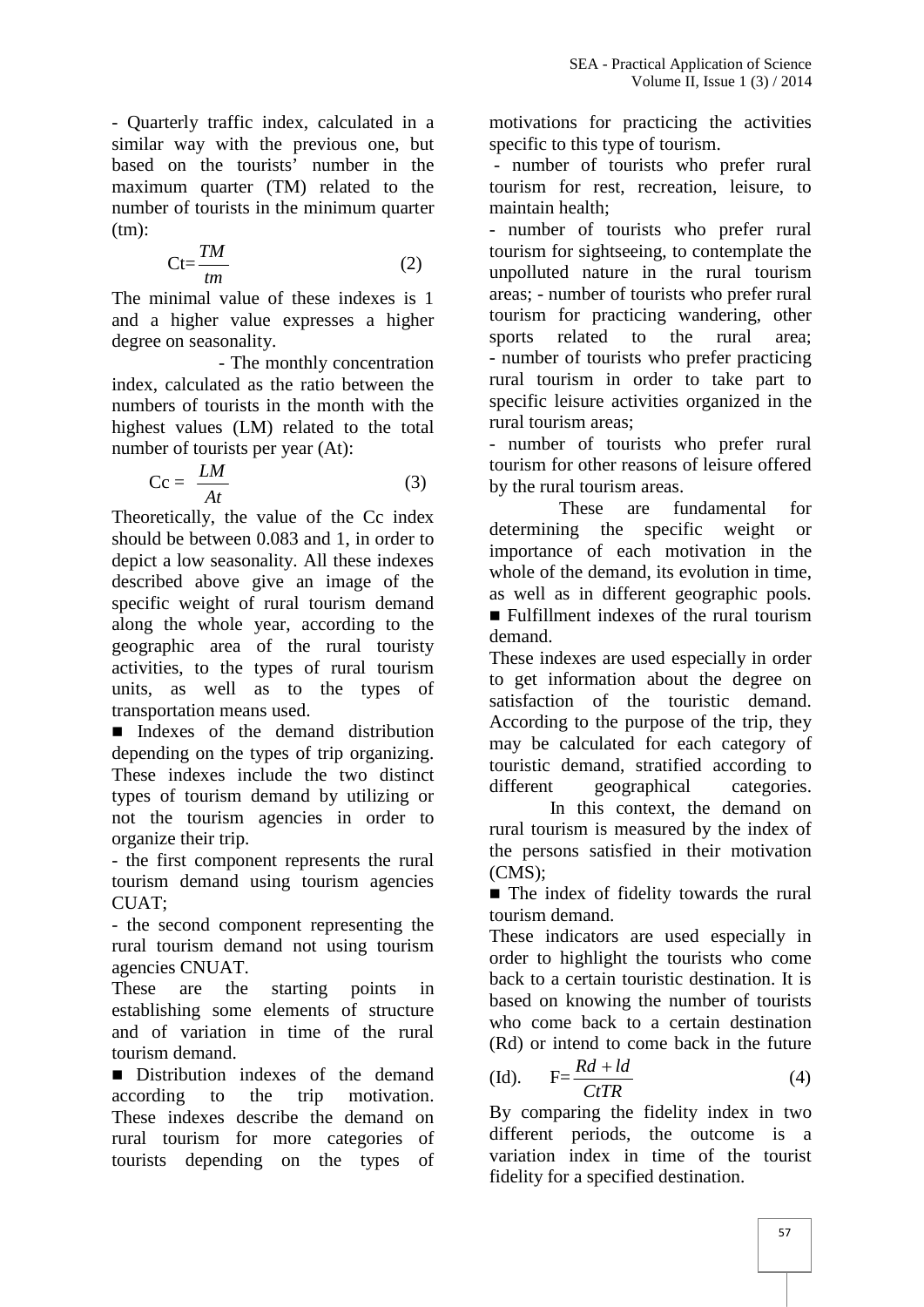- Quarterly traffic index, calculated in a similar way with the previous one, but based on the tourists' number in the maximum quarter (TM) related to the number of tourists in the minimum quarter (tm):

$$Ct=\frac{TM}{tm} \quad (2)$$

The minimal value of these indexes is 1 and a higher value expresses a higher degree on seasonality.

- The monthly concentration index, calculated as the ratio between the numbers of tourists in the month with the highest values (LM) related to the total number of tourists per year (At):

$$Cc = \frac{LM}{At} \quad (3)$$

Theoretically, the value of the Cc index should be between 0.083 and 1, in order to depict a low seasonality. All these indexes described above give an image of the specific weight of rural tourism demand along the whole year, according to the geographic area of the rural touristy activities, to the types of rural tourism units, as well as to the types of transportation means used.

■ Indexes of the demand distribution depending on the types of trip organizing. These indexes include the two distinct types of tourism demand by utilizing or not the tourism agencies in order to organize their trip.

- the first component represents the rural tourism demand using tourism agencies CUAT;
- the second component representing the rural tourism demand not using tourism agencies CNUAT.

These are the starting points in establishing some elements of structure and of variation in time of the rural tourism demand.

■ Distribution indexes of the demand according to the trip motivation. These indexes describe the demand on rural tourism for more categories of tourists depending on the types of motivations for practicing the activities specific to this type of tourism.

- number of tourists who prefer rural tourism for rest, recreation, leisure, to maintain health;
- number of tourists who prefer rural tourism for sightseeing, to contemplate the unpolluted nature in the rural tourism areas; - number of tourists who prefer rural tourism for practicing wandering, other sports related to the rural area;
- number of tourists who prefer practicing rural tourism in order to take part to specific leisure activities organized in the rural tourism areas;
- number of tourists who prefer rural tourism for other reasons of leisure offered by the rural tourism areas.

These are fundamental for determining the specific weight or importance of each motivation in the whole of the demand, its evolution in time, as well as in different geographic pools.

■ Fulfillment indexes of the rural tourism demand.

These indexes are used especially in order to get information about the degree on satisfaction of the touristic demand. According to the purpose of the trip, they may be calculated for each category of touristic demand, stratified according to different geographical categories.

In this context, the demand on rural tourism is measured by the index of the persons satisfied in their motivation (CMS);

■ The index of fidelity towards the rural tourism demand.

These indicators are used especially in order to highlight the tourists who come back to a certain touristic destination. It is based on knowing the number of tourists who come back to a certain destination (Rd) or intend to come back in the future (Id).

$$F=\frac{Rd+ld}{CtTR} \quad (4)$$

By comparing the fidelity index in two different periods, the outcome is a variation index in time of the tourist fidelity for a specified destination.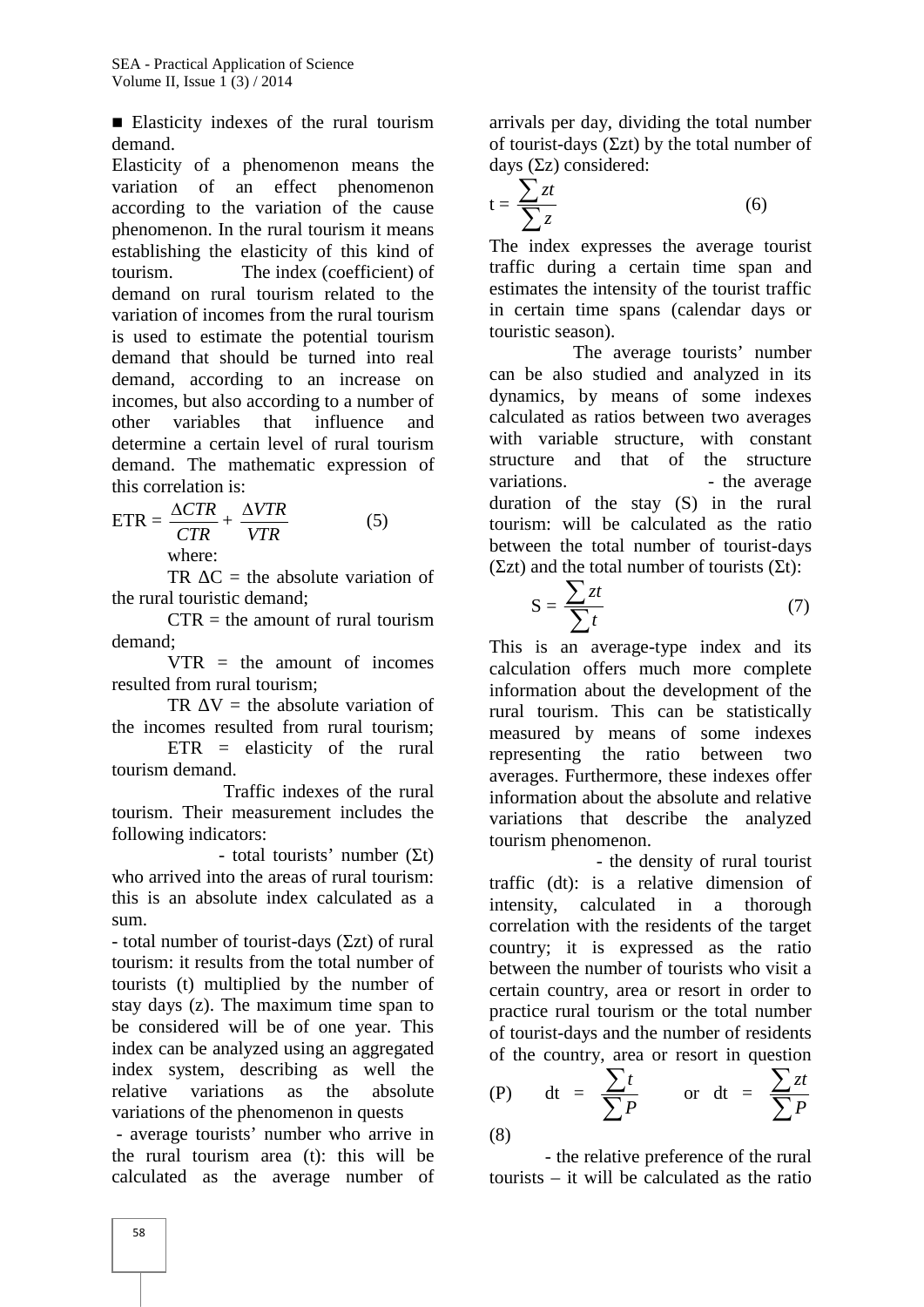■ Elasticity indexes of the rural tourism demand.

Elasticity of a phenomenon means the variation of an effect phenomenon according to the variation of the cause phenomenon. In the rural tourism it means establishing the elasticity of this kind of tourism. The index (coefficient) of demand on rural tourism related to the variation of incomes from the rural tourism is used to estimate the potential tourism demand that should be turned into real demand, according to an increase on incomes, but also according to a number of other variables that influence and determine a certain level of rural tourism demand. The mathematic expression of this correlation is:

$$\text{ETR} = \frac{\Delta CTR}{CTR} + \frac{\Delta VTR}{VTR} \qquad (5)$$

where:

TR ΔC = the absolute variation of the rural touristic demand;

CTR = the amount of rural tourism demand;

VTR = the amount of incomes resulted from rural tourism;

TR ΔV = the absolute variation of the incomes resulted from rural tourism;

ETR = elasticity of the rural tourism demand.

Traffic indexes of the rural tourism. Their measurement includes the following indicators:

- total tourists' number (Σt) who arrived into the areas of rural tourism: this is an absolute index calculated as a sum.

- total number of tourist-days (Σzt) of rural tourism: it results from the total number of tourists (t) multiplied by the number of stay days (z). The maximum time span to be considered will be of one year. This index can be analyzed using an aggregated index system, describing as well the relative variations as the absolute variations of the phenomenon in quests

- average tourists' number who arrive in the rural tourism area (t): this will be calculated as the average number of arrivals per day, dividing the total number of tourist-days (Σzt) by the total number of days (Σz) considered:

$$\text{t} = \frac{\sum zt}{\sum z} \qquad (6)$$

The index expresses the average tourist traffic during a certain time span and estimates the intensity of the tourist traffic in certain time spans (calendar days or touristic season).

The average tourists' number can be also studied and analyzed in its dynamics, by means of some indexes calculated as ratios between two averages with variable structure, with constant structure and that of the structure variations.

- the average duration of the stay (S) in the rural tourism: will be calculated as the ratio between the total number of tourist-days (Σzt) and the total number of tourists (Σt):

$$\text{S} = \frac{\sum zt}{\sum t} \qquad (7)$$

This is an average-type index and its calculation offers much more complete information about the development of the rural tourism. This can be statistically measured by means of some indexes representing the ratio between two averages. Furthermore, these indexes offer information about the absolute and relative variations that describe the analyzed tourism phenomenon.

- the density of rural tourist traffic (dt): is a relative dimension of intensity, calculated in a thorough correlation with the residents of the target country; it is expressed as the ratio between the number of tourists who visit a certain country, area or resort in order to practice rural tourism or the total number of tourist-days and the number of residents of the country, area or resort in question (P)

$$\text{dt} = \frac{\sum t}{\sum P} \quad \text{or} \quad \text{dt} = \frac{\sum zt}{\sum P} \qquad (8)$$

- the relative preference of the rural tourists – it will be calculated as the ratio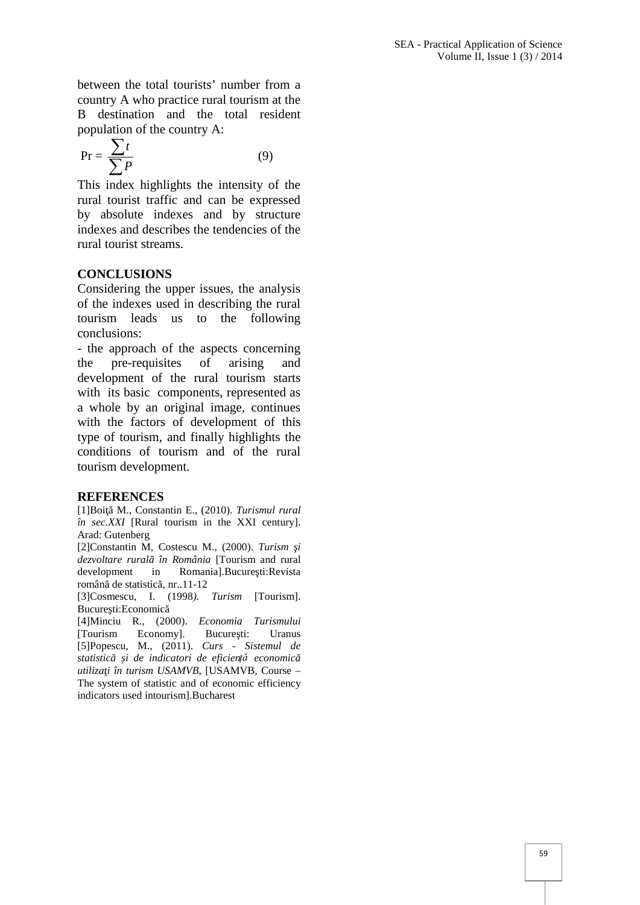between the total tourists' number from a country A who practice rural tourism at the B destination and the total resident population of the country A:

$$\Pr = \frac{\sum t}{\sum P} \qquad (9)$$

This index highlights the intensity of the rural tourist traffic and can be expressed by absolute indexes and by structure indexes and describes the tendencies of the rural tourist streams.

## CONCLUSIONS

Considering the upper issues, the analysis of the indexes used in describing the rural tourism leads us to the following conclusions:

- the approach of the aspects concerning the pre-requisites of arising and development of the rural tourism starts with its basic components, represented as a whole by an original image, continues with the factors of development of this type of tourism, and finally highlights the conditions of tourism and of the rural tourism development.

## REFERENCES

[1]Boiţă M., Constantin E., (2010). *Turismul rural în sec.XXI* [Rural tourism in the XXI century]. Arad: Gutenberg

[2]Constantin M, Costescu M., (2000). *Turism şi dezvoltare rurală în România* [Tourism and rural development in Romania].Bucureşti:Revista română de statistică, nr..11-12

[3]Cosmescu, I. (1998*). Turism* [Tourism]. Bucureşti:Economică

[4]Minciu R., (2000). *Economia Turismului* [Tourism Economy]. Bucureşti: Uranus

[5]Popescu, M., (2011). *Curs - Sistemul de statistică și de indicatori de eficiență economică utilizaţi în turism USAMVB*, [USAMVB, Course – The system of statistic and of economic efficiency indicators used intourism].Bucharest